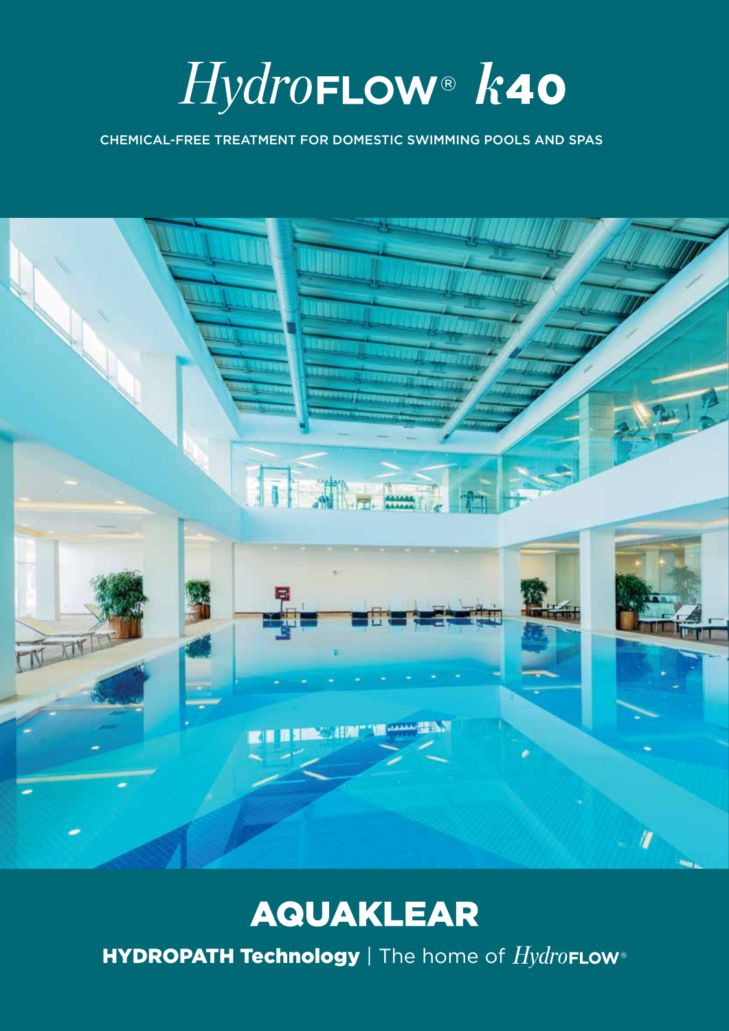# *Hydro*FLOW® *k*40

CHEMICAL-FREE TREATMENT FOR DOMESTIC SWIMMING POOLS AND SPAS

## AQUAKLEAR

**HYDROPATH Technology** | The home of *Hydro*FLOW®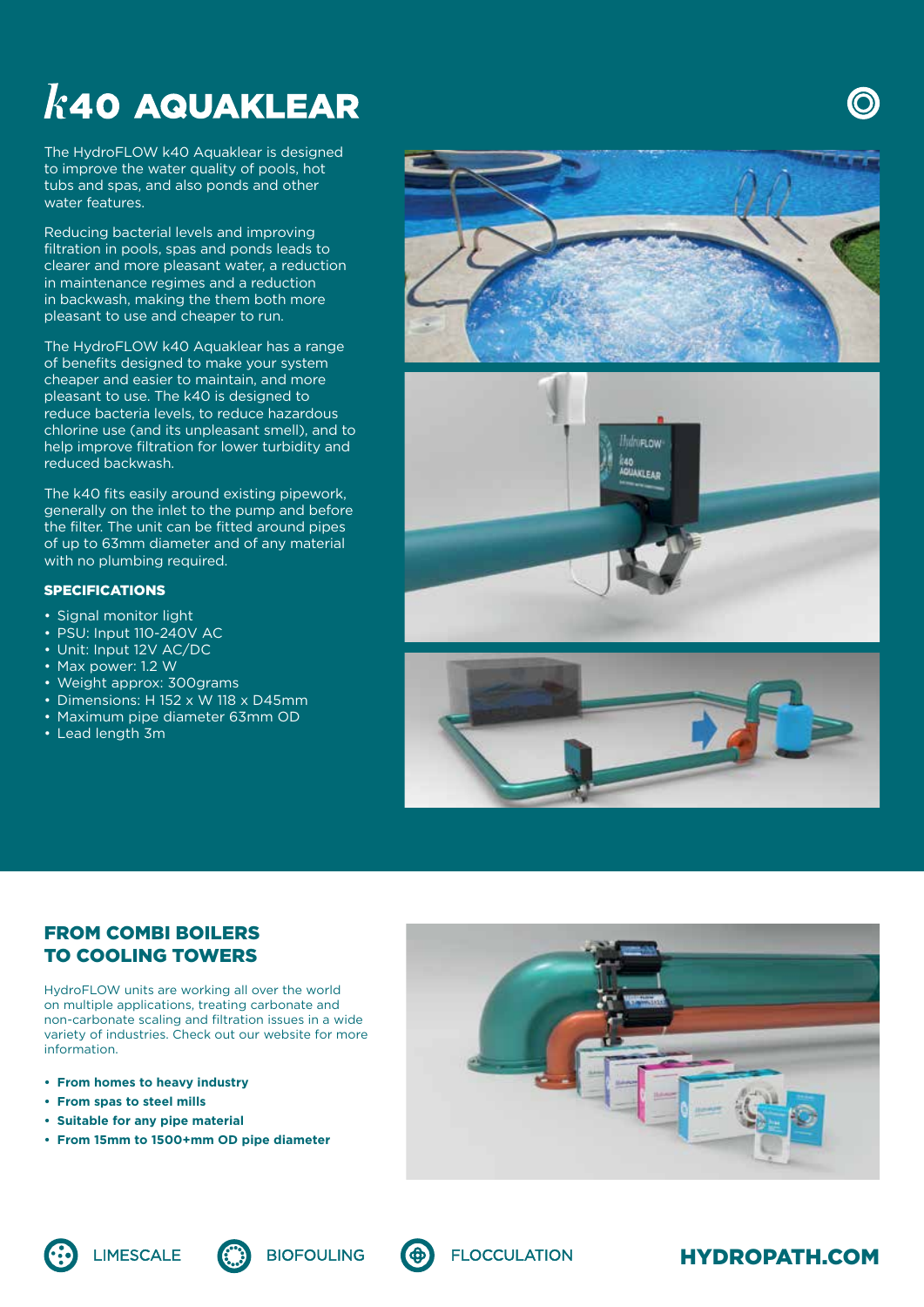# k40 AQUAKLEAR

The HydroFLOW k40 Aquaklear is designed to improve the water quality of pools, hot tubs and spas, and also ponds and other water features.

Reducing bacterial levels and improving filtration in pools, spas and ponds leads to clearer and more pleasant water, a reduction in maintenance regimes and a reduction in backwash, making the them both more pleasant to use and cheaper to run.

The HydroFLOW k40 Aquaklear has a range of benefits designed to make your system cheaper and easier to maintain, and more pleasant to use. The k40 is designed to reduce bacteria levels, to reduce hazardous chlorine use (and its unpleasant smell), and to help improve filtration for lower turbidity and reduced backwash.

The k40 fits easily around existing pipework, generally on the inlet to the pump and before the filter. The unit can be fitted around pipes of up to 63mm diameter and of any material with no plumbing required.

### SPECIFICATIONS

- Signal monitor light
- PSU: Input 110-240V AC
- Unit: Input 12V AC/DC
- Max power: 1.2 W
- Weight approx: 300grams
- Dimensions: H 152 x W 118 x D45mm
- Maximum pipe diameter 63mm OD
- Lead length 3m

## FROM COMBI BOILERS TO COOLING TOWERS

HydroFLOW units are working all over the world on multiple applications, treating carbonate and non-carbonate scaling and filtration issues in a wide variety of industries. Check out our website for more information.

- **From homes to heavy industry**
- **From spas to steel mills**
- **Suitable for any pipe material**
- **From 15mm to 1500+mm OD pipe diameter**

LIMESCALE BIOFOULING FLOCCULATION

**HYDROPATH.COM**